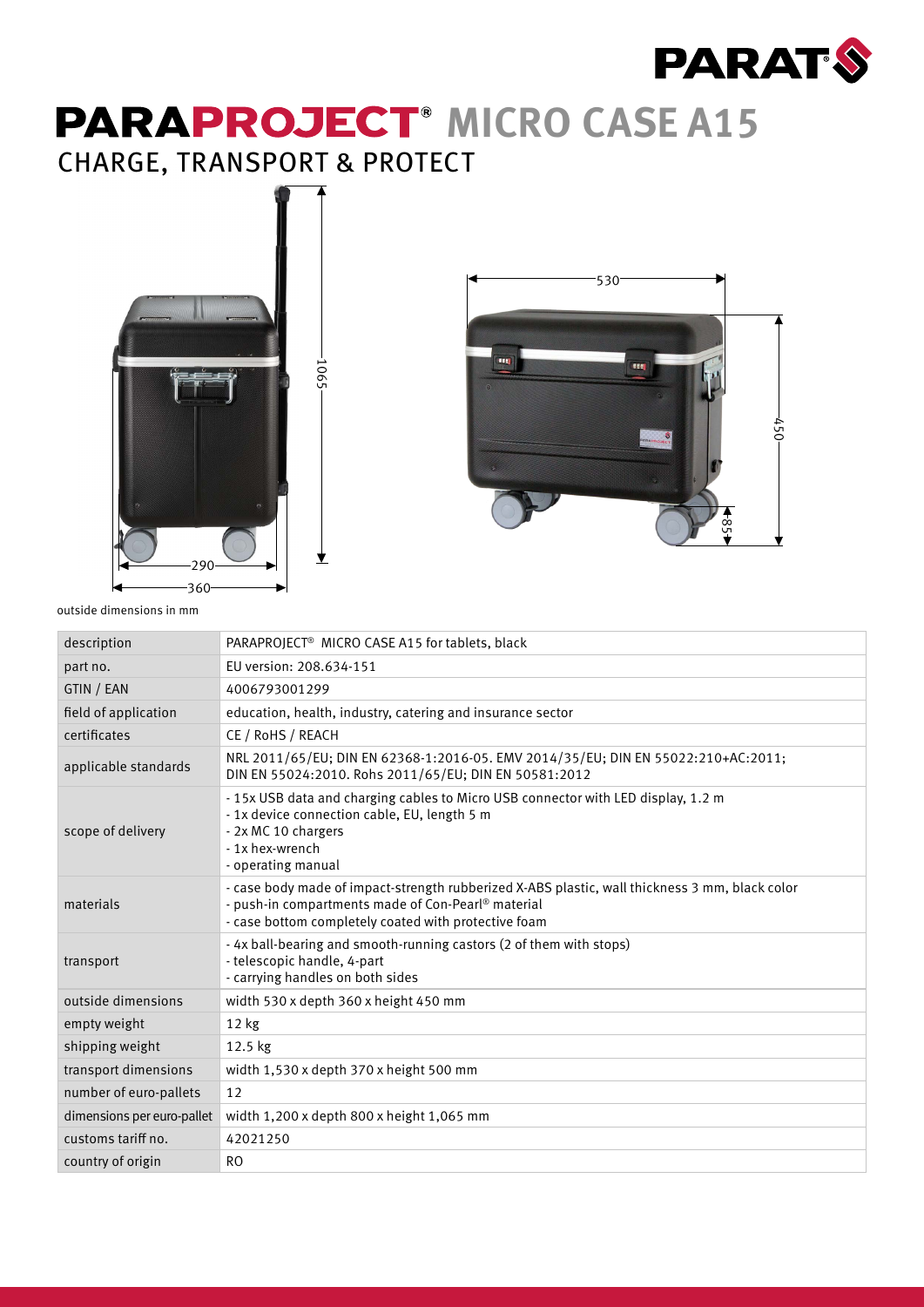# PARAPROJECT® MICRO CASE A15

## CHARGE, TRANSPORT & PROTECT

1065

290

360

530

450

85

outside dimensions in mm

| | |
|---|---|
| description | PARAPROJECT® MICRO CASE A15 for tablets, black |
| part no. | EU version: 208.634-151 |
| GTIN / EAN | 4006793001299 |
| field of application | education, health, industry, catering and insurance sector |
| certificates | CE / RoHS / REACH |
| applicable standards | NRL 2011/65/EU; DIN EN 62368-1:2016-05. EMV 2014/35/EU; DIN EN 55022:210+AC:2011; DIN EN 55024:2010. Rohs 2011/65/EU; DIN EN 50581:2012 |
| scope of delivery | - 15x USB data and charging cables to Micro USB connector with LED display, 1.2 m<br>- 1x device connection cable, EU, length 5 m<br>- 2x MC 10 chargers<br>- 1x hex-wrench<br>- operating manual |
| materials | - case body made of impact-strength rubberized X-ABS plastic, wall thickness 3 mm, black color<br>- push-in compartments made of Con-Pearl® material<br>- case bottom completely coated with protective foam |
| transport | - 4x ball-bearing and smooth-running castors (2 of them with stops)<br>- telescopic handle, 4-part<br>- carrying handles on both sides |
| outside dimensions | width 530 x depth 360 x height 450 mm |
| empty weight | 12 kg |
| shipping weight | 12.5 kg |
| transport dimensions | width 1,530 x depth 370 x height 500 mm |
| number of euro-pallets | 12 |
| dimensions per euro-pallet | width 1,200 x depth 800 x height 1,065 mm |
| customs tariff no. | 42021250 |
| country of origin | RO |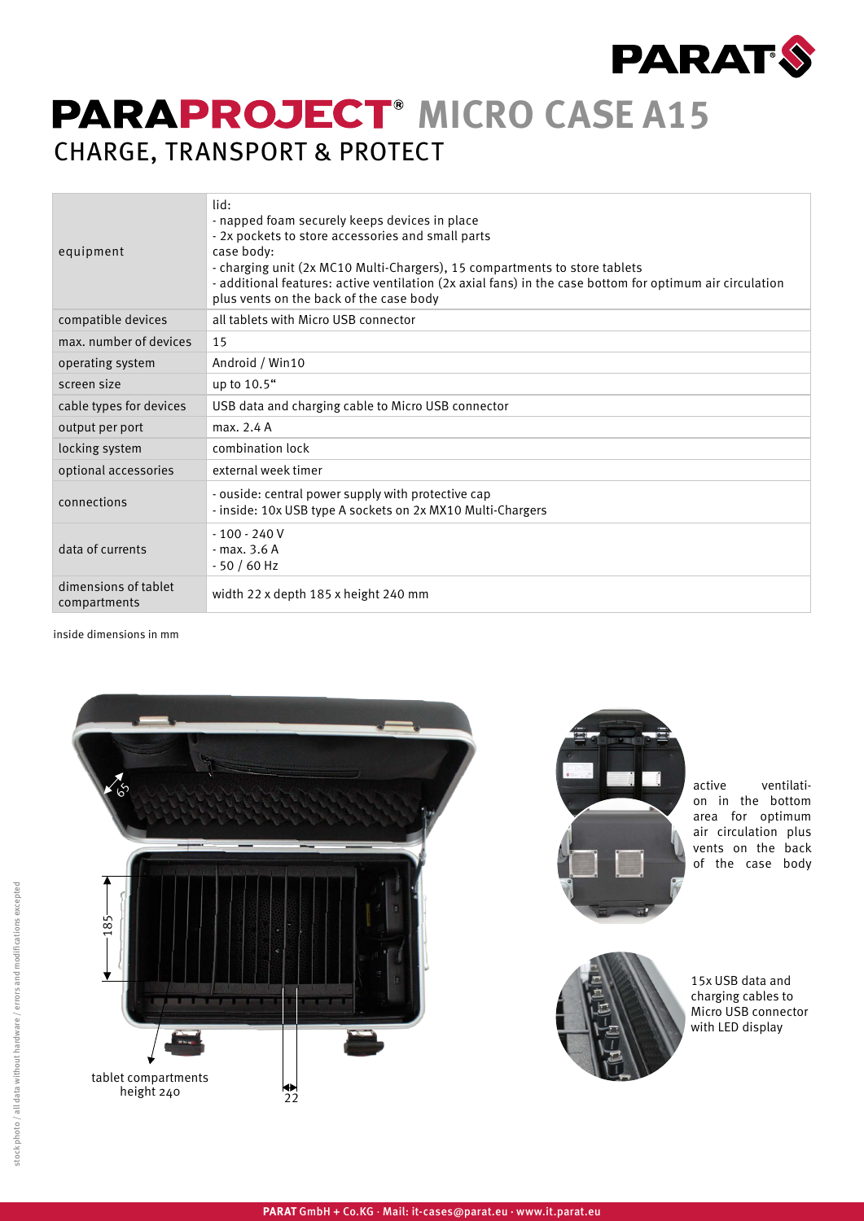# PARAPROJECT® MICRO CASE A15

## CHARGE, TRANSPORT & PROTECT

| | |
|---|---|
| equipment | lid:<br>- napped foam securely keeps devices in place<br>- 2x pockets to store accessories and small parts<br>case body:<br>- charging unit (2x MC10 Multi-Chargers), 15 compartments to store tablets<br>- additional features: active ventilation (2x axial fans) in the case bottom for optimum air circulation plus vents on the back of the case body |
| compatible devices | all tablets with Micro USB connector |
| max. number of devices | 15 |
| operating system | Android / Win10 |
| screen size | up to 10.5" |
| cable types for devices | USB data and charging cable to Micro USB connector |
| output per port | max. 2.4 A |
| locking system | combination lock |
| optional accessories | external week timer |
| connections | - ouside: central power supply with protective cap<br>- inside: 10x USB type A sockets on 2x MX10 Multi-Chargers |
| data of currents | - 100 - 240 V<br>- max. 3.6 A<br>- 50 / 60 Hz |
| dimensions of tablet compartments | width 22 x depth 185 x height 240 mm |

inside dimensions in mm

65

185

tablet compartments height 240

22

active ventilation in the bottom area for optimum air circulation plus vents on the back of the case body

15x USB data and charging cables to Micro USB connector with LED display

stock photo / all data without hardware / errors and modifications excepted

**PARAT** GmbH + Co.KG · Mail: it-cases@parat.eu · www.it.parat.eu